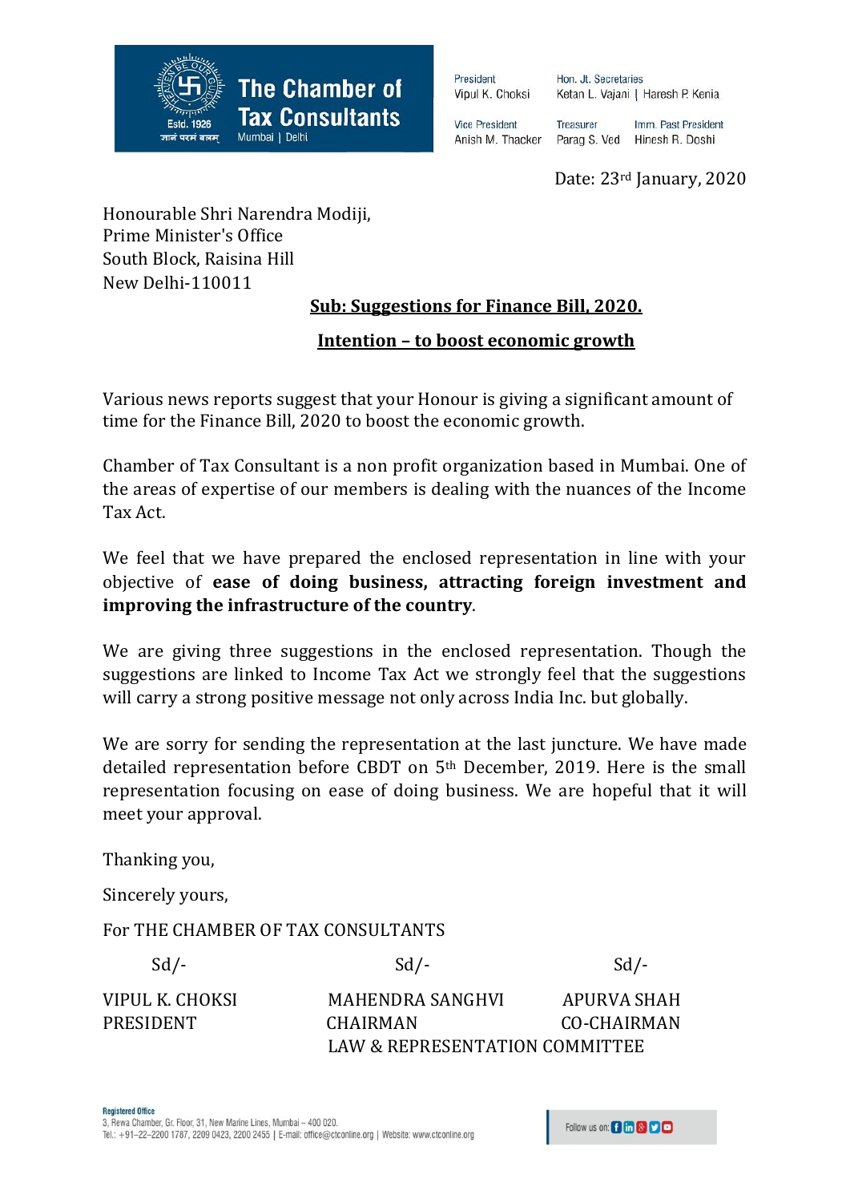**The Chamber of Tax Consultants**
Estd. 1926
ज्ञानं परमं बलम्
Mumbai | Delhi

President
Vipul K. Choksi

Hon. Jt. Secretaries
Ketan L. Vajani | Haresh P. Kenia

Vice President
Anish M. Thacker

Treasurer
Parag S. Ved

Imm. Past President
Hinesh R. Doshi

Date: 23rd January, 2020

Honourable Shri Narendra Modiji,
Prime Minister's Office
South Block, Raisina Hill
New Delhi-110011

**Sub: Suggestions for Finance Bill, 2020.**

**Intention – to boost economic growth**

Various news reports suggest that your Honour is giving a significant amount of time for the Finance Bill, 2020 to boost the economic growth.

Chamber of Tax Consultant is a non profit organization based in Mumbai. One of the areas of expertise of our members is dealing with the nuances of the Income Tax Act.

We feel that we have prepared the enclosed representation in line with your objective of **ease of doing business, attracting foreign investment and improving the infrastructure of the country**.

We are giving three suggestions in the enclosed representation. Though the suggestions are linked to Income Tax Act we strongly feel that the suggestions will carry a strong positive message not only across India Inc. but globally.

We are sorry for sending the representation at the last juncture. We have made detailed representation before CBDT on 5th December, 2019. Here is the small representation focusing on ease of doing business. We are hopeful that it will meet your approval.

Thanking you,

Sincerely yours,

For THE CHAMBER OF TAX CONSULTANTS

| Sd/- | Sd/- | Sd/- |
|---|---|---|
| VIPUL K. CHOKSI | MAHENDRA SANGHVI | APURVA SHAH |
| PRESIDENT | CHAIRMAN | CO-CHAIRMAN |
| | LAW & REPRESENTATION COMMITTEE | |

**Registered Office**
3, Rewa Chamber, Gr. Floor, 31, New Marine Lines, Mumbai – 400 020.
Tel.: +91–22–2200 1787, 2209 0423, 2200 2455 | E-mail: office@ctconline.org | Website: www.ctconline.org

Follow us on: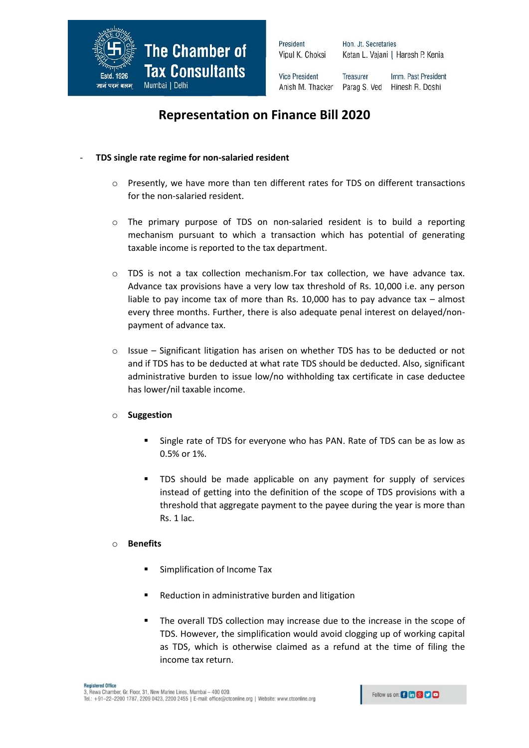# Representation on Finance Bill 2020

- **TDS single rate regime for non-salaried resident**

  - Presently, we have more than ten different rates for TDS on different transactions for the non-salaried resident.

  - The primary purpose of TDS on non-salaried resident is to build a reporting mechanism pursuant to which a transaction which has potential of generating taxable income is reported to the tax department.

  - TDS is not a tax collection mechanism.For tax collection, we have advance tax. Advance tax provisions have a very low tax threshold of Rs. 10,000 i.e. any person liable to pay income tax of more than Rs. 10,000 has to pay advance tax – almost every three months. Further, there is also adequate penal interest on delayed/non-payment of advance tax.

  - Issue – Significant litigation has arisen on whether TDS has to be deducted or not and if TDS has to be deducted at what rate TDS should be deducted. Also, significant administrative burden to issue low/no withholding tax certificate in case deductee has lower/nil taxable income.

  - **Suggestion**

    - Single rate of TDS for everyone who has PAN. Rate of TDS can be as low as 0.5% or 1%.

    - TDS should be made applicable on any payment for supply of services instead of getting into the definition of the scope of TDS provisions with a threshold that aggregate payment to the payee during the year is more than Rs. 1 lac.

  - **Benefits**

    - Simplification of Income Tax

    - Reduction in administrative burden and litigation

    - The overall TDS collection may increase due to the increase in the scope of TDS. However, the simplification would avoid clogging up of working capital as TDS, which is otherwise claimed as a refund at the time of filing the income tax return.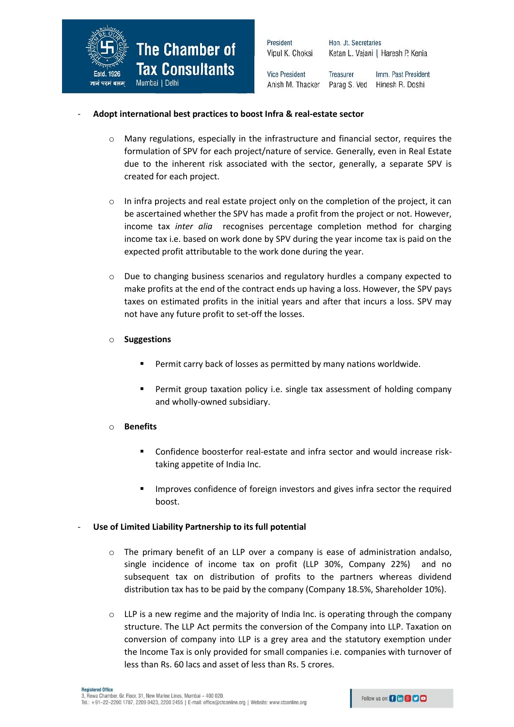- **Adopt international best practices to boost Infra & real-estate sector**

    - Many regulations, especially in the infrastructure and financial sector, requires the formulation of SPV for each project/nature of service. Generally, even in Real Estate due to the inherent risk associated with the sector, generally, a separate SPV is created for each project.

    - In infra projects and real estate project only on the completion of the project, it can be ascertained whether the SPV has made a profit from the project or not. However, income tax *inter alia* recognises percentage completion method for charging income tax i.e. based on work done by SPV during the year income tax is paid on the expected profit attributable to the work done during the year.

    - Due to changing business scenarios and regulatory hurdles a company expected to make profits at the end of the contract ends up having a loss. However, the SPV pays taxes on estimated profits in the initial years and after that incurs a loss. SPV may not have any future profit to set-off the losses.

    - **Suggestions**

        - Permit carry back of losses as permitted by many nations worldwide.

        - Permit group taxation policy i.e. single tax assessment of holding company and wholly-owned subsidiary.

    - **Benefits**

        - Confidence boosterfor real-estate and infra sector and would increase risk-taking appetite of India Inc.

        - Improves confidence of foreign investors and gives infra sector the required boost.

- **Use of Limited Liability Partnership to its full potential**

    - The primary benefit of an LLP over a company is ease of administration andalso, single incidence of income tax on profit (LLP 30%, Company 22%) and no subsequent tax on distribution of profits to the partners whereas dividend distribution tax has to be paid by the company (Company 18.5%, Shareholder 10%).

    - LLP is a new regime and the majority of India Inc. is operating through the company structure. The LLP Act permits the conversion of the Company into LLP. Taxation on conversion of company into LLP is a grey area and the statutory exemption under the Income Tax is only provided for small companies i.e. companies with turnover of less than Rs. 60 lacs and asset of less than Rs. 5 crores.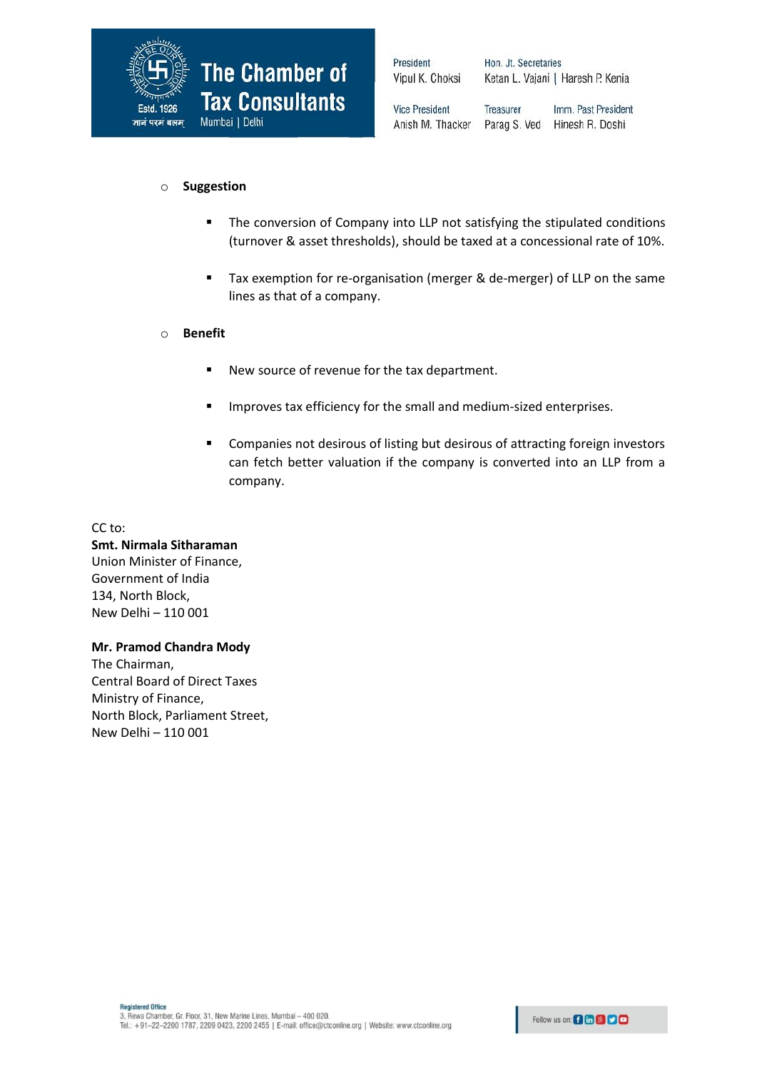- **Suggestion**

    - The conversion of Company into LLP not satisfying the stipulated conditions (turnover & asset thresholds), should be taxed at a concessional rate of 10%.

    - Tax exemption for re-organisation (merger & de-merger) of LLP on the same lines as that of a company.

- **Benefit**

    - New source of revenue for the tax department.

    - Improves tax efficiency for the small and medium-sized enterprises.

    - Companies not desirous of listing but desirous of attracting foreign investors can fetch better valuation if the company is converted into an LLP from a company.

CC to:
**Smt. Nirmala Sitharaman**
Union Minister of Finance,
Government of India
134, North Block,
New Delhi – 110 001

**Mr. Pramod Chandra Mody**
The Chairman,
Central Board of Direct Taxes
Ministry of Finance,
North Block, Parliament Street,
New Delhi – 110 001